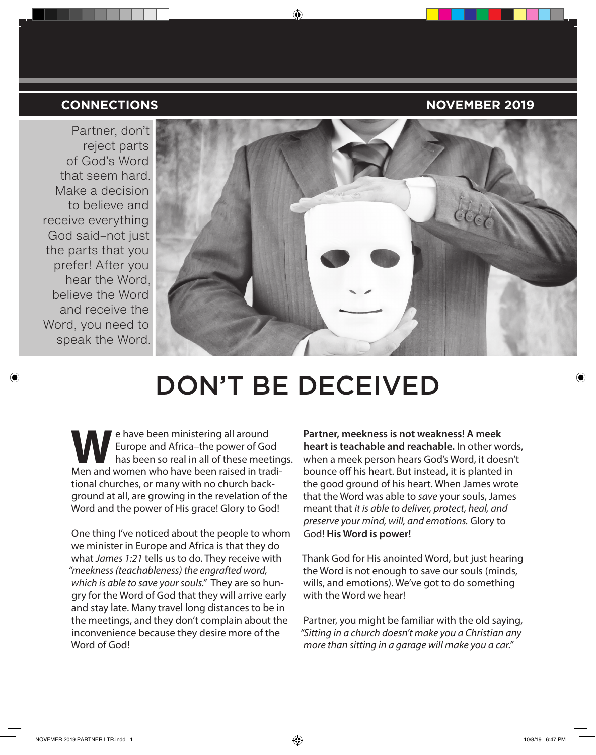**CONNECTIONS** **NOVEMBER 2019**

Partner, don't reject parts of God's Word that seem hard. Make a decision to believe and receive everything God said–not just the parts that you prefer! After you hear the Word, believe the Word and receive the Word, you need to speak the Word.

# DON'T BE DECEIVED

We have been ministering all around Europe and Africa–the power of God has been so real in all of these meetings. Men and women who have been raised in traditional churches, or many with no church background at all, are growing in the revelation of the Word and the power of His grace! Glory to God!

One thing I've noticed about the people to whom we minister in Europe and Africa is that they do what *James 1:21* tells us to do. They receive with *"meekness (teachableness) the engrafted word, which is able to save your souls."* They are so hungry for the Word of God that they will arrive early and stay late. Many travel long distances to be in the meetings, and they don't complain about the inconvenience because they desire more of the Word of God!

**Partner, meekness is not weakness! A meek heart is teachable and reachable.** In other words, when a meek person hears God's Word, it doesn't bounce off his heart. But instead, it is planted in the good ground of his heart. When James wrote that the Word was able to *save* your souls, James meant that *it is able to deliver, protect, heal, and preserve your mind, will, and emotions.* Glory to God! **His Word is power!**

Thank God for His anointed Word, but just hearing the Word is not enough to save our souls (minds, wills, and emotions). We've got to do something with the Word we hear!

Partner, you might be familiar with the old saying, *"Sitting in a church doesn't make you a Christian any more than sitting in a garage will make you a car."*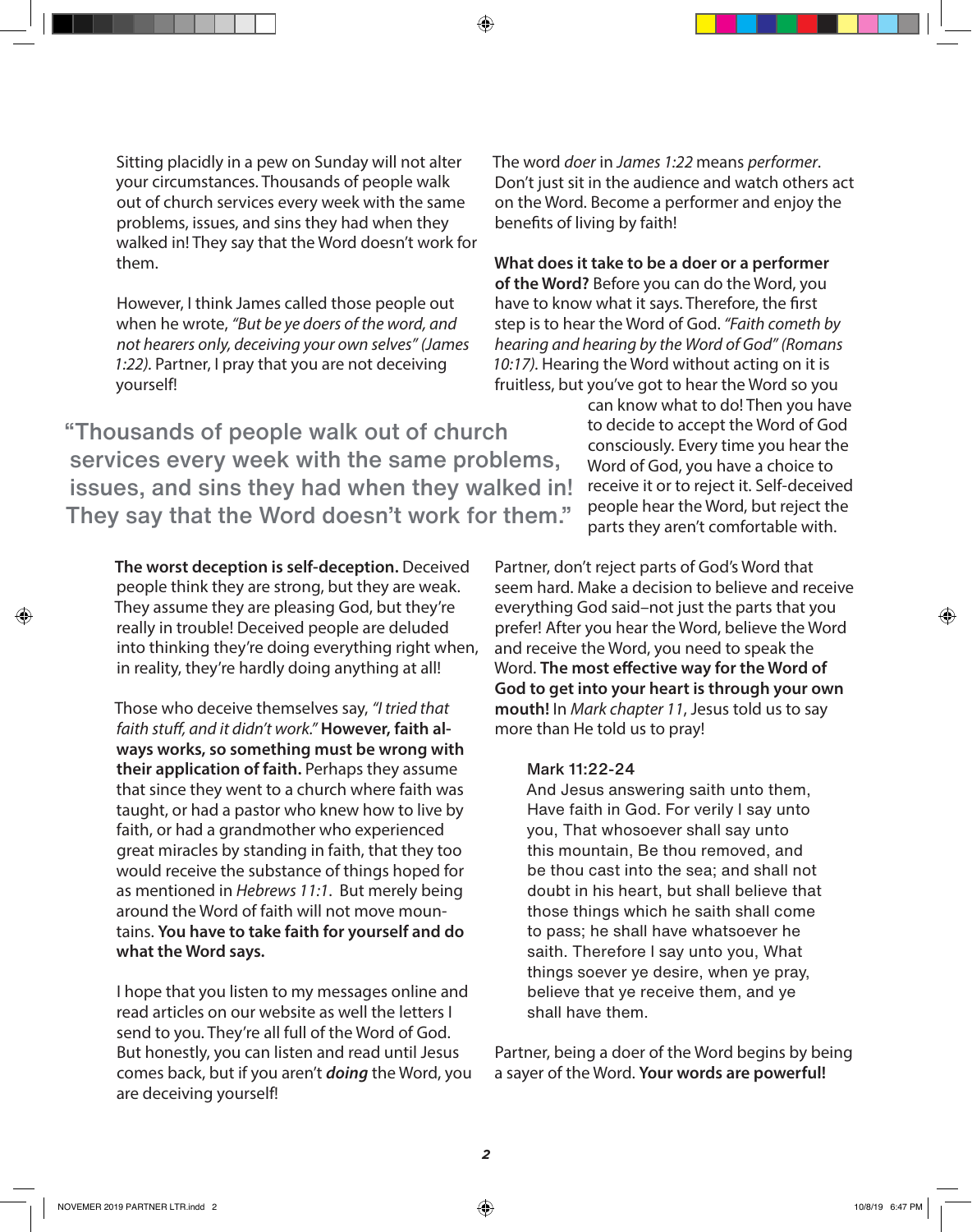Sitting placidly in a pew on Sunday will not alter your circumstances. Thousands of people walk out of church services every week with the same problems, issues, and sins they had when they walked in! They say that the Word doesn't work for them.

However, I think James called those people out when he wrote, *"But be ye doers of the word, and not hearers only, deceiving your own selves" (James 1:22)*. Partner, I pray that you are not deceiving yourself!

> "Thousands of people walk out of church services every week with the same problems, issues, and sins they had when they walked in! They say that the Word doesn't work for them."

**The worst deception is self-deception.** Deceived people think they are strong, but they are weak. They assume they are pleasing God, but they're really in trouble! Deceived people are deluded into thinking they're doing everything right when, in reality, they're hardly doing anything at all!

Those who deceive themselves say, *"I tried that faith stuff, and it didn't work."* **However, faith always works, so something must be wrong with their application of faith.** Perhaps they assume that since they went to a church where faith was taught, or had a pastor who knew how to live by faith, or had a grandmother who experienced great miracles by standing in faith, that they too would receive the substance of things hoped for as mentioned in *Hebrews 11:1*. But merely being around the Word of faith will not move mountains. **You have to take faith for yourself and do what the Word says.**

I hope that you listen to my messages online and read articles on our website as well the letters I send to you. They're all full of the Word of God. But honestly, you can listen and read until Jesus comes back, but if you aren't ***doing*** the Word, you are deceiving yourself!

The word *doer* in *James 1:22* means *performer*. Don't just sit in the audience and watch others act on the Word. Become a performer and enjoy the benefits of living by faith!

**What does it take to be a doer or a performer of the Word?** Before you can do the Word, you have to know what it says. Therefore, the first step is to hear the Word of God. *"Faith cometh by hearing and hearing by the Word of God" (Romans 10:17)*. Hearing the Word without acting on it is fruitless, but you've got to hear the Word so you can know what to do! Then you have to decide to accept the Word of God consciously. Every time you hear the Word of God, you have a choice to receive it or to reject it. Self-deceived people hear the Word, but reject the parts they aren't comfortable with.

Partner, don't reject parts of God's Word that seem hard. Make a decision to believe and receive everything God said–not just the parts that you prefer! After you hear the Word, believe the Word and receive the Word, you need to speak the Word. **The most effective way for the Word of God to get into your heart is through your own mouth!** In *Mark chapter 11*, Jesus told us to say more than He told us to pray!

> **Mark 11:22-24**
> And Jesus answering saith unto them, Have faith in God. For verily I say unto you, That whosoever shall say unto this mountain, Be thou removed, and be thou cast into the sea; and shall not doubt in his heart, but shall believe that those things which he saith shall come to pass; he shall have whatsoever he saith. Therefore I say unto you, What things soever ye desire, when ye pray, believe that ye receive them, and ye shall have them.

Partner, being a doer of the Word begins by being a sayer of the Word. **Your words are powerful!**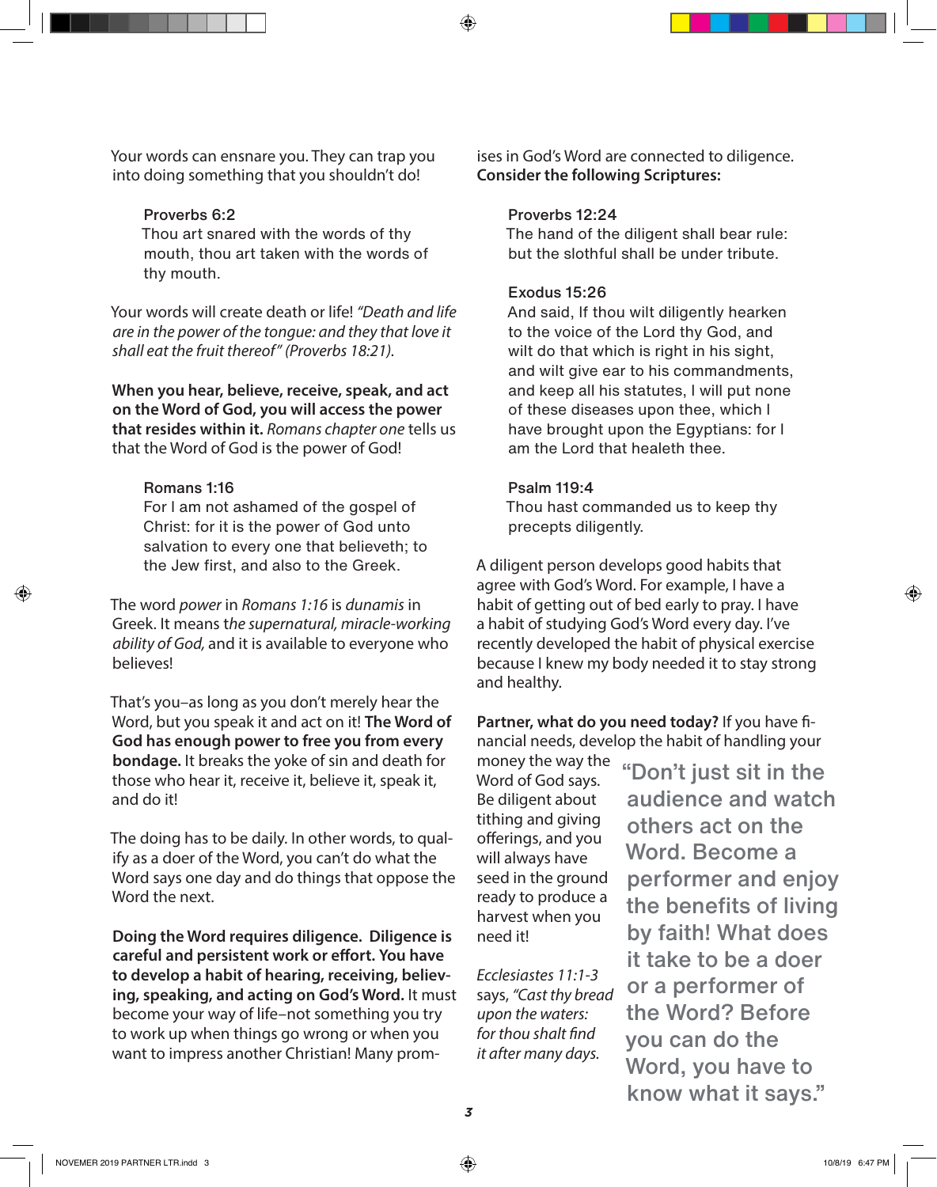Your words can ensnare you. They can trap you into doing something that you shouldn't do!

> **Proverbs 6:2**
> Thou art snared with the words of thy mouth, thou art taken with the words of thy mouth.

Your words will create death or life! *"Death and life are in the power of the tongue: and they that love it shall eat the fruit thereof" (Proverbs 18:21).*

**When you hear, believe, receive, speak, and act on the Word of God, you will access the power that resides within it.** *Romans chapter one* tells us that the Word of God is the power of God!

> **Romans 1:16**
> For I am not ashamed of the gospel of Christ: for it is the power of God unto salvation to every one that believeth; to the Jew first, and also to the Greek.

The word *power* in *Romans 1:16* is *dunamis* in Greek. It means t*he supernatural, miracle-working ability of God,* and it is available to everyone who believes!

That's you–as long as you don't merely hear the Word, but you speak it and act on it! **The Word of God has enough power to free you from every bondage.** It breaks the yoke of sin and death for those who hear it, receive it, believe it, speak it, and do it!

The doing has to be daily. In other words, to qualify as a doer of the Word, you can't do what the Word says one day and do things that oppose the Word the next.

**Doing the Word requires diligence. Diligence is careful and persistent work or effort. You have to develop a habit of hearing, receiving, believing, speaking, and acting on God's Word.** It must become your way of life–not something you try to work up when things go wrong or when you want to impress another Christian! Many promises in God's Word are connected to diligence. **Consider the following Scriptures:**

> **Proverbs 12:24**
> The hand of the diligent shall bear rule: but the slothful shall be under tribute.

> **Exodus 15:26**
> And said, If thou wilt diligently hearken to the voice of the Lord thy God, and wilt do that which is right in his sight, and wilt give ear to his commandments, and keep all his statutes, I will put none of these diseases upon thee, which I have brought upon the Egyptians: for I am the Lord that healeth thee.

> **Psalm 119:4**
> Thou hast commanded us to keep thy precepts diligently.

A diligent person develops good habits that agree with God's Word. For example, I have a habit of getting out of bed early to pray. I have a habit of studying God's Word every day. I've recently developed the habit of physical exercise because I knew my body needed it to stay strong and healthy.

**Partner, what do you need today?** If you have financial needs, develop the habit of handling your money the way the Word of God says. Be diligent about tithing and giving offerings, and you will always have seed in the ground ready to produce a harvest when you need it!

*Ecclesiastes 11:1-3* says, *"Cast thy bread upon the waters: for thou shalt find it after many days.*

> "Don't just sit in the audience and watch others act on the Word. Become a performer and enjoy the benefits of living by faith! What does it take to be a doer or a performer of the Word? Before you can do the Word, you have to know what it says."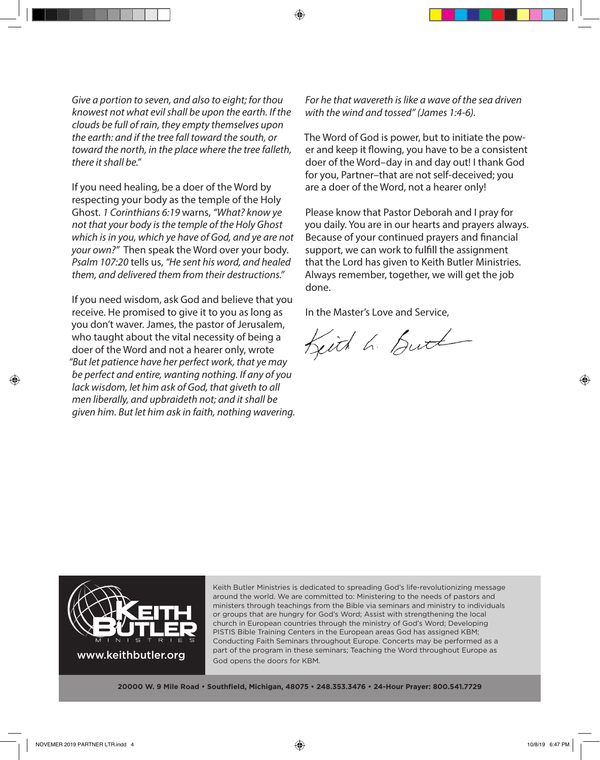*Give a portion to seven, and also to eight; for thou knowest not what evil shall be upon the earth. If the clouds be full of rain, they empty themselves upon the earth: and if the tree fall toward the south, or toward the north, in the place where the tree falleth, there it shall be."*

If you need healing, be a doer of the Word by respecting your body as the temple of the Holy Ghost. *1 Corinthians 6:19* warns, *"What? know ye not that your body is the temple of the Holy Ghost which is in you, which ye have of God, and ye are not your own?"* Then speak the Word over your body. *Psalm 107:20* tells us, *"He sent his word, and healed them, and delivered them from their destructions."*

If you need wisdom, ask God and believe that you receive. He promised to give it to you as long as you don't waver. James, the pastor of Jerusalem, who taught about the vital necessity of being a doer of the Word and not a hearer only, wrote *"But let patience have her perfect work, that ye may be perfect and entire, wanting nothing. If any of you lack wisdom, let him ask of God, that giveth to all men liberally, and upbraideth not; and it shall be given him. But let him ask in faith, nothing wavering. For he that wavereth is like a wave of the sea driven with the wind and tossed" (James 1:4-6).*

The Word of God is power, but to initiate the power and keep it flowing, you have to be a consistent doer of the Word–day in and day out! I thank God for you, Partner–that are not self-deceived; you are a doer of the Word, not a hearer only!

Please know that Pastor Deborah and I pray for you daily. You are in our hearts and prayers always. Because of your continued prayers and financial support, we can work to fulfill the assignment that the Lord has given to Keith Butler Ministries. Always remember, together, we will get the job done.

In the Master's Love and Service,

Keith A. Butler

KEITH BUTLER MINISTRIES

www.keithbutler.org

Keith Butler Ministries is dedicated to spreading God's life-revolutionizing message around the world. We are committed to: Ministering to the needs of pastors and ministers through teachings from the Bible via seminars and ministry to individuals or groups that are hungry for God's Word; Assist with strengthening the local church in European countries through the ministry of God's Word; Developing PISTIS Bible Training Centers in the European areas God has assigned KBM; Conducting Faith Seminars throughout Europe. Concerts may be performed as a part of the program in these seminars; Teaching the Word throughout Europe as God opens the doors for KBM.

**20000 W. 9 Mile Road • Southfield, Michigan, 48075 • 248.353.3476 • 24-Hour Prayer: 800.541.7729**